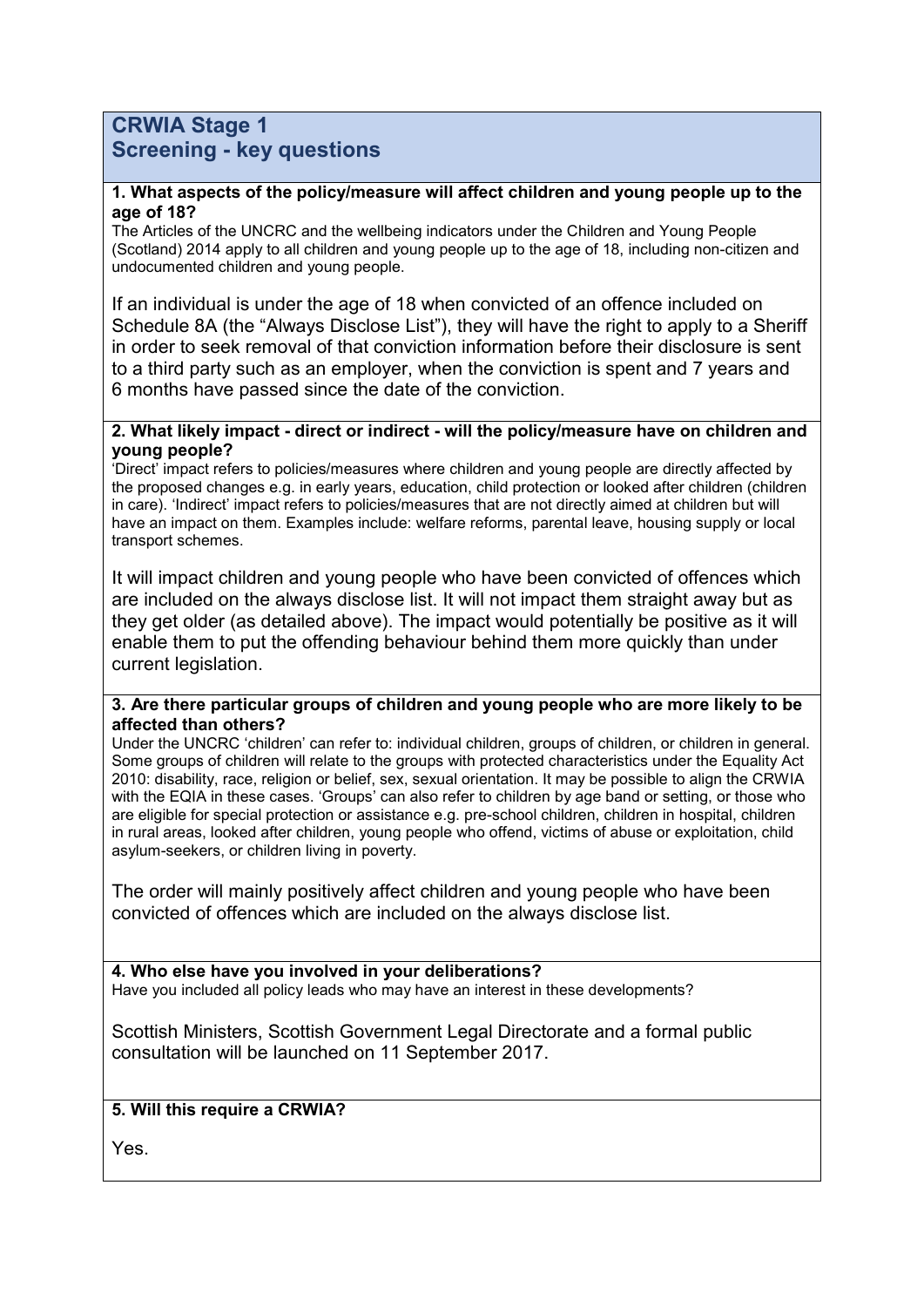# CRWIA Stage 1
## Screening - key questions

**1. What aspects of the policy/measure will affect children and young people up to the age of 18?**

The Articles of the UNCRC and the wellbeing indicators under the Children and Young People (Scotland) 2014 apply to all children and young people up to the age of 18, including non-citizen and undocumented children and young people.

If an individual is under the age of 18 when convicted of an offence included on Schedule 8A (the "Always Disclose List"), they will have the right to apply to a Sheriff in order to seek removal of that conviction information before their disclosure is sent to a third party such as an employer, when the conviction is spent and 7 years and 6 months have passed since the date of the conviction.

**2. What likely impact - direct or indirect - will the policy/measure have on children and young people?**

'Direct' impact refers to policies/measures where children and young people are directly affected by the proposed changes e.g. in early years, education, child protection or looked after children (children in care). 'Indirect' impact refers to policies/measures that are not directly aimed at children but will have an impact on them. Examples include: welfare reforms, parental leave, housing supply or local transport schemes.

It will impact children and young people who have been convicted of offences which are included on the always disclose list. It will not impact them straight away but as they get older (as detailed above). The impact would potentially be positive as it will enable them to put the offending behaviour behind them more quickly than under current legislation.

**3. Are there particular groups of children and young people who are more likely to be affected than others?**

Under the UNCRC 'children' can refer to: individual children, groups of children, or children in general. Some groups of children will relate to the groups with protected characteristics under the Equality Act 2010: disability, race, religion or belief, sex, sexual orientation. It may be possible to align the CRWIA with the EQIA in these cases. 'Groups' can also refer to children by age band or setting, or those who are eligible for special protection or assistance e.g. pre-school children, children in hospital, children in rural areas, looked after children, young people who offend, victims of abuse or exploitation, child asylum-seekers, or children living in poverty.

The order will mainly positively affect children and young people who have been convicted of offences which are included on the always disclose list.

**4. Who else have you involved in your deliberations?**

Have you included all policy leads who may have an interest in these developments?

Scottish Ministers, Scottish Government Legal Directorate and a formal public consultation will be launched on 11 September 2017.

**5. Will this require a CRWIA?**

Yes.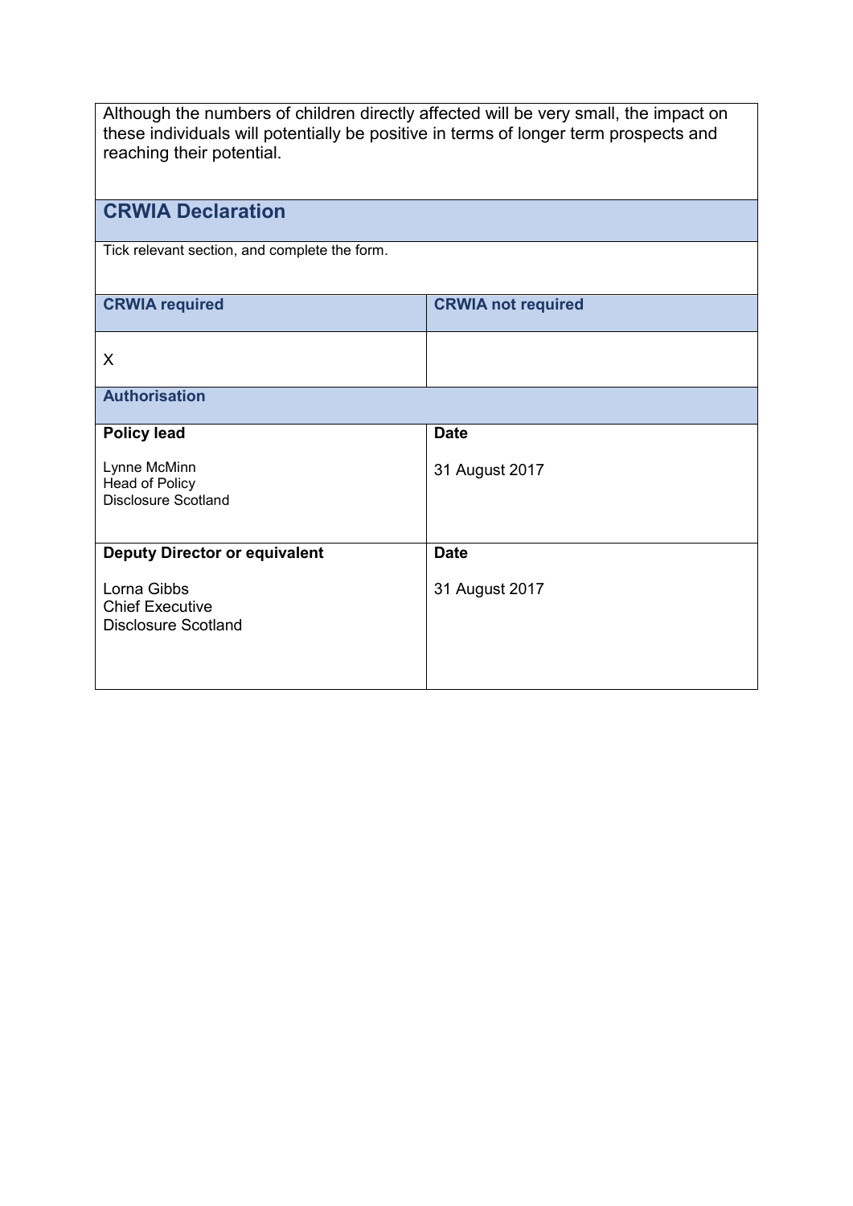Although the numbers of children directly affected will be very small, the impact on these individuals will potentially be positive in terms of longer term prospects and reaching their potential.

## CRWIA Declaration

Tick relevant section, and complete the form.

| CRWIA required | CRWIA not required |
|---|---|
| X | |

**Authorisation**

| Policy lead | Date |
|---|---|
| Lynne McMinn<br>Head of Policy<br>Disclosure Scotland | 31 August 2017 |
| **Deputy Director or equivalent** | **Date** |
| Lorna Gibbs<br>Chief Executive<br>Disclosure Scotland | 31 August 2017 |